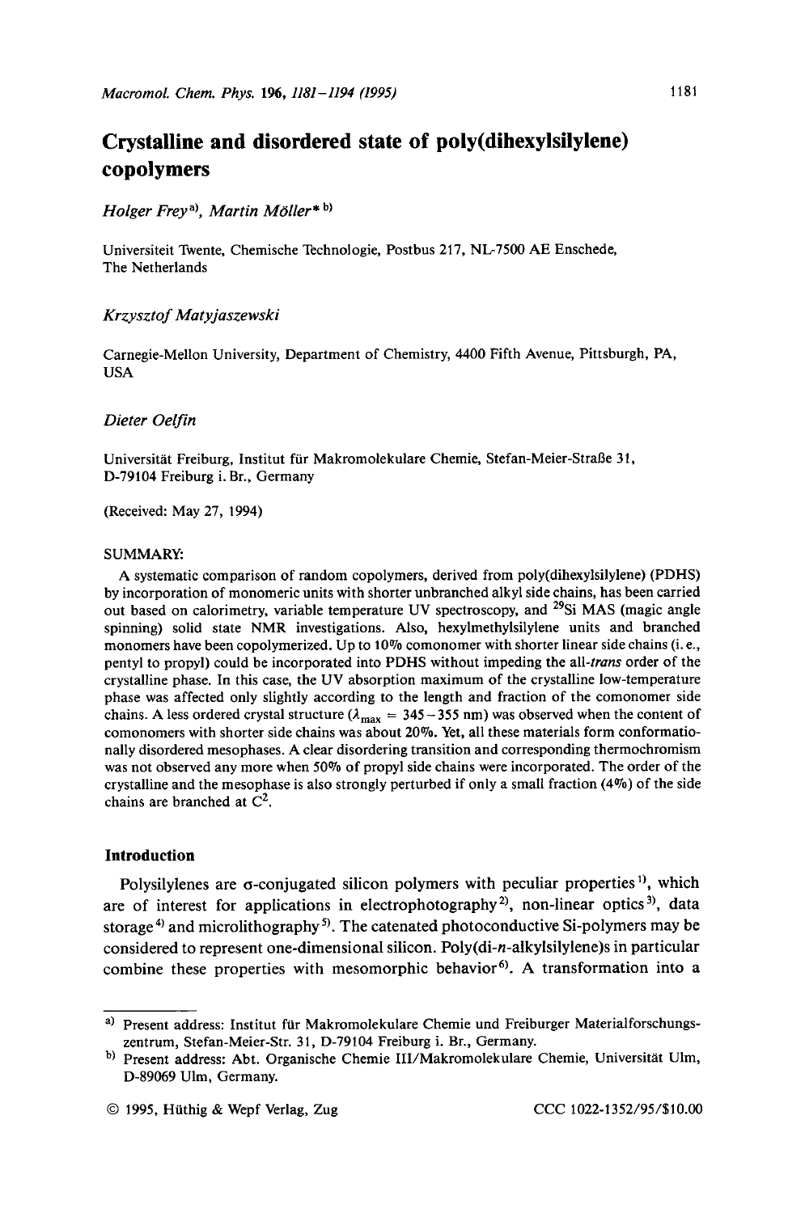# Crystalline and disordered state of poly(dihexylsilylene) copolymers

*Holger Frey*[a], *Martin Möller** [b]

Universiteit Twente, Chemische Technologie, Postbus 217, NL-7500 AE Enschede, The Netherlands

*Krzysztof Matyjaszewski*

Carnegie-Mellon University, Department of Chemistry, 4400 Fifth Avenue, Pittsburgh, PA, USA

*Dieter Oelfin*

Universität Freiburg, Institut für Makromolekulare Chemie, Stefan-Meier-Straße 31, D-79104 Freiburg i. Br., Germany

(Received: May 27, 1994)

SUMMARY:

A systematic comparison of random copolymers, derived from poly(dihexylsilylene) (PDHS) by incorporation of monomeric units with shorter unbranched alkyl side chains, has been carried out based on calorimetry, variable temperature UV spectroscopy, and $^{29}$Si MAS (magic angle spinning) solid state NMR investigations. Also, hexylmethylsilylene units and branched monomers have been copolymerized. Up to 10% comonomer with shorter linear side chains (i. e., pentyl to propyl) could be incorporated into PDHS without impeding the all-*trans* order of the crystalline phase. In this case, the UV absorption maximum of the crystalline low-temperature phase was affected only slightly according to the length and fraction of the comonomer side chains. A less ordered crystal structure ($\lambda_{max}$ = 345–355 nm) was observed when the content of comonomers with shorter side chains was about 20%. Yet, all these materials form conformationally disordered mesophases. A clear disordering transition and corresponding thermochromism was not observed any more when 50% of propyl side chains were incorporated. The order of the crystalline and the mesophase is also strongly perturbed if only a small fraction (4%) of the side chains are branched at $C^2$.

## Introduction

Polysilylenes are σ-conjugated silicon polymers with peculiar properties[1], which are of interest for applications in electrophotography[2], non-linear optics[3], data storage[4] and microlithography[5]. The catenated photoconductive Si-polymers may be considered to represent one-dimensional silicon. Poly(di-*n*-alkylsilylene)s in particular combine these properties with mesomorphic behavior[6]. A transformation into a

---

[a] Present address: Institut für Makromolekulare Chemie und Freiburger Materialforschungszentrum, Stefan-Meier-Str. 31, D-79104 Freiburg i. Br., Germany.

[b] Present address: Abt. Organische Chemie III/Makromolekulare Chemie, Universität Ulm, D-89069 Ulm, Germany.

© 1995, Hüthig & Wepf Verlag, Zug CCC 1022-1352/95/$10.00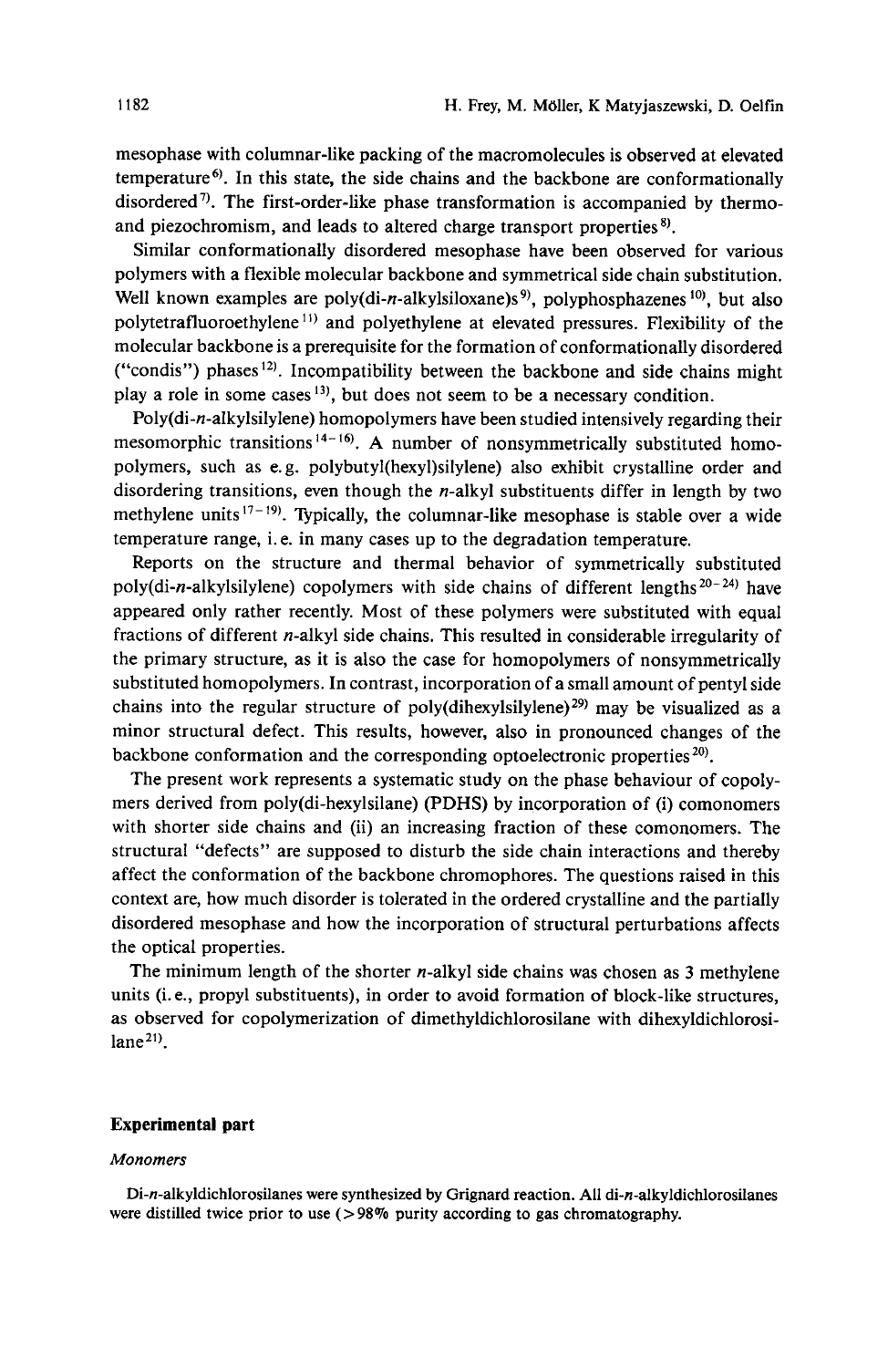mesophase with columnar-like packing of the macromolecules is observed at elevated temperature[6]. In this state, the side chains and the backbone are conformationally disordered[7]. The first-order-like phase transformation is accompanied by thermo- and piezochromism, and leads to altered charge transport properties[8].

Similar conformationally disordered mesophase have been observed for various polymers with a flexible molecular backbone and symmetrical side chain substitution. Well known examples are poly(di-*n*-alkylsiloxane)s[9], polyphosphazenes[10], but also polytetrafluoroethylene[11] and polyethylene at elevated pressures. Flexibility of the molecular backbone is a prerequisite for the formation of conformationally disordered ("condis") phases[12]. Incompatibility between the backbone and side chains might play a role in some cases[13], but does not seem to be a necessary condition.

Poly(di-*n*-alkylsilylene) homopolymers have been studied intensively regarding their mesomorphic transitions[14–16]. A number of nonsymmetrically substituted homopolymers, such as e.g. polybutyl(hexyl)silylene) also exhibit crystalline order and disordering transitions, even though the *n*-alkyl substituents differ in length by two methylene units[17–19]. Typically, the columnar-like mesophase is stable over a wide temperature range, i.e. in many cases up to the degradation temperature.

Reports on the structure and thermal behavior of symmetrically substituted poly(di-*n*-alkylsilylene) copolymers with side chains of different lengths[20–24] have appeared only rather recently. Most of these polymers were substituted with equal fractions of different *n*-alkyl side chains. This resulted in considerable irregularity of the primary structure, as it is also the case for homopolymers of nonsymmetrically substituted homopolymers. In contrast, incorporation of a small amount of pentyl side chains into the regular structure of poly(dihexylsilylene)[29] may be visualized as a minor structural defect. This results, however, also in pronounced changes of the backbone conformation and the corresponding optoelectronic properties[20].

The present work represents a systematic study on the phase behaviour of copolymers derived from poly(di-hexylsilane) (PDHS) by incorporation of (i) comonomers with shorter side chains and (ii) an increasing fraction of these comonomers. The structural "defects" are supposed to disturb the side chain interactions and thereby affect the conformation of the backbone chromophores. The questions raised in this context are, how much disorder is tolerated in the ordered crystalline and the partially disordered mesophase and how the incorporation of structural perturbations affects the optical properties.

The minimum length of the shorter *n*-alkyl side chains was chosen as 3 methylene units (i.e., propyl substituents), in order to avoid formation of block-like structures, as observed for copolymerization of dimethyldichlorosilane with dihexyldichlorosilane[21].

## Experimental part

### *Monomers*

Di-*n*-alkyldichlorosilanes were synthesized by Grignard reaction. All di-*n*-alkyldichlorosilanes were distilled twice prior to use (>98% purity according to gas chromatography.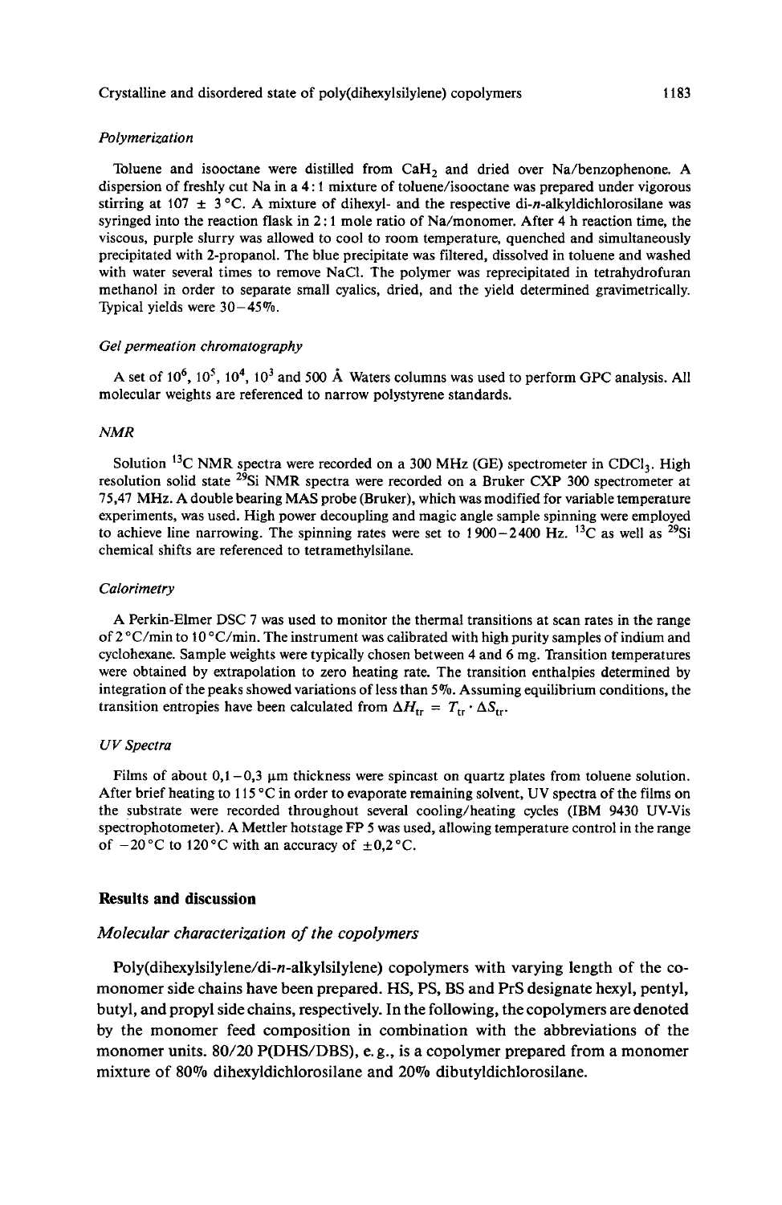### *Polymerization*

Toluene and isooctane were distilled from $CaH_2$ and dried over Na/benzophenone. A dispersion of freshly cut Na in a 4:1 mixture of toluene/isooctane was prepared under vigorous stirring at 107 ± 3 °C. A mixture of dihexyl- and the respective di-*n*-alkyldichlorosilane was syringed into the reaction flask in 2:1 mole ratio of Na/monomer. After 4 h reaction time, the viscous, purple slurry was allowed to cool to room temperature, quenched and simultaneously precipitated with 2-propanol. The blue precipitate was filtered, dissolved in toluene and washed with water several times to remove NaCl. The polymer was reprecipitated in tetrahydrofuran methanol in order to separate small cyalics, dried, and the yield determined gravimetrically. Typical yields were 30–45%.

### *Gel permeation chromatography*

A set of $10^6$, $10^5$, $10^4$, $10^3$ and 500 Å Waters columns was used to perform GPC analysis. All molecular weights are referenced to narrow polystyrene standards.

### *NMR*

Solution $^{13}C$ NMR spectra were recorded on a 300 MHz (GE) spectrometer in $CDCl_3$. High resolution solid state $^{29}Si$ NMR spectra were recorded on a Bruker CXP 300 spectrometer at 75,47 MHz. A double bearing MAS probe (Bruker), which was modified for variable temperature experiments, was used. High power decoupling and magic angle sample spinning were employed to achieve line narrowing. The spinning rates were set to 1900–2400 Hz. $^{13}C$ as well as $^{29}Si$ chemical shifts are referenced to tetramethylsilane.

### *Calorimetry*

A Perkin-Elmer DSC 7 was used to monitor the thermal transitions at scan rates in the range of 2 °C/min to 10 °C/min. The instrument was calibrated with high purity samples of indium and cyclohexane. Sample weights were typically chosen between 4 and 6 mg. Transition temperatures were obtained by extrapolation to zero heating rate. The transition enthalpies determined by integration of the peaks showed variations of less than 5%. Assuming equilibrium conditions, the transition entropies have been calculated from $\Delta H_{tr} = T_{tr} \cdot \Delta S_{tr}$.

### *UV Spectra*

Films of about 0,1–0,3 µm thickness were spincast on quartz plates from toluene solution. After brief heating to 115 °C in order to evaporate remaining solvent, UV spectra of the films on the substrate were recorded throughout several cooling/heating cycles (IBM 9430 UV-Vis spectrophotometer). A Mettler hotstage FP 5 was used, allowing temperature control in the range of −20 °C to 120 °C with an accuracy of ±0,2 °C.

## Results and discussion

### *Molecular characterization of the copolymers*

Poly(dihexylsilylene/di-*n*-alkylsilylene) copolymers with varying length of the comonomer side chains have been prepared. HS, PS, BS and PrS designate hexyl, pentyl, butyl, and propyl side chains, respectively. In the following, the copolymers are denoted by the monomer feed composition in combination with the abbreviations of the monomer units. 80/20 P(DHS/DBS), e.g., is a copolymer prepared from a monomer mixture of 80% dihexyldichlorosilane and 20% dibutyldichlorosilane.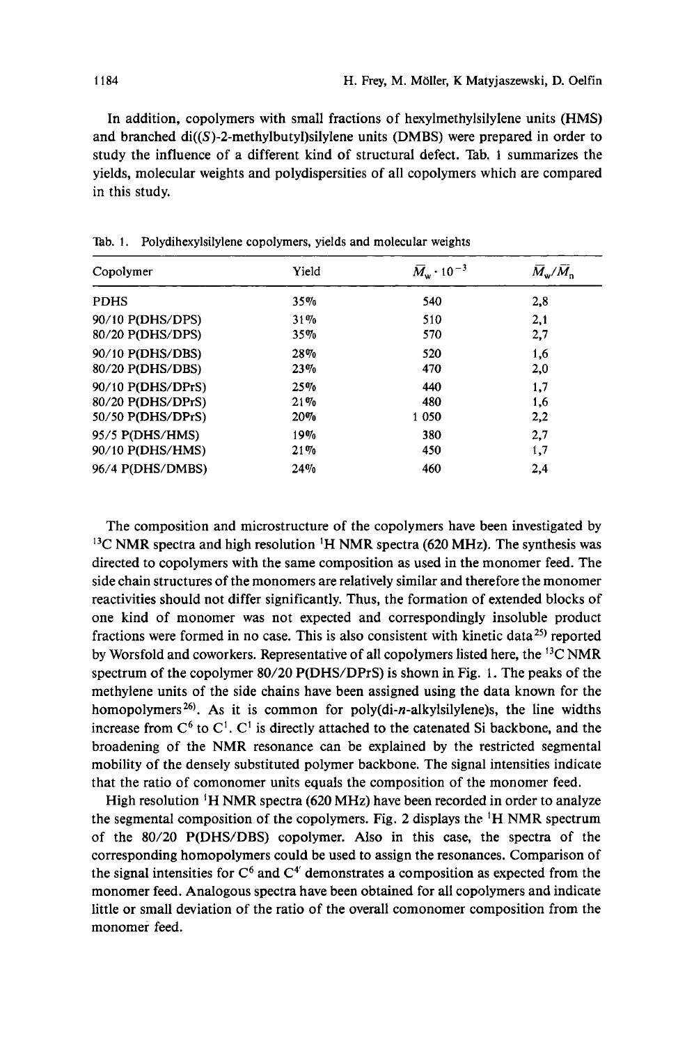In addition, copolymers with small fractions of hexylmethylsilylene units (HMS) and branched di((*S*)-2-methylbutyl)silylene units (DMBS) were prepared in order to study the influence of a different kind of structural defect. Tab. 1 summarizes the yields, molecular weights and polydispersities of all copolymers which are compared in this study.

Tab. 1. Polydihexylsilylene copolymers, yields and molecular weights

| Copolymer | Yield | $\overline{M}_w \cdot 10^{-3}$ | $\overline{M}_w/\overline{M}_n$ |
|---|---|---|---|
| PDHS | 35% | 540 | 2,8 |
| 90/10 P(DHS/DPS) | 31% | 510 | 2,1 |
| 80/20 P(DHS/DPS) | 35% | 570 | 2,7 |
| 90/10 P(DHS/DBS) | 28% | 520 | 1,6 |
| 80/20 P(DHS/DBS) | 23% | 470 | 2,0 |
| 90/10 P(DHS/DPrS) | 25% | 440 | 1,7 |
| 80/20 P(DHS/DPrS) | 21% | 480 | 1,6 |
| 50/50 P(DHS/DPrS) | 20% | 1 050 | 2,2 |
| 95/5 P(DHS/HMS) | 19% | 380 | 2,7 |
| 90/10 P(DHS/HMS) | 21% | 450 | 1,7 |
| 96/4 P(DHS/DMBS) | 24% | 460 | 2,4 |

The composition and microstructure of the copolymers have been investigated by $^{13}C$ NMR spectra and high resolution $^{1}H$ NMR spectra (620 MHz). The synthesis was directed to copolymers with the same composition as used in the monomer feed. The side chain structures of the monomers are relatively similar and therefore the monomer reactivities should not differ significantly. Thus, the formation of extended blocks of one kind of monomer was not expected and correspondingly insoluble product fractions were formed in no case. This is also consistent with kinetic data[25] reported by Worsfold and coworkers. Representative of all copolymers listed here, the $^{13}C$ NMR spectrum of the copolymer 80/20 P(DHS/DPrS) is shown in Fig. 1. The peaks of the methylene units of the side chains have been assigned using the data known for the homopolymers[26]. As it is common for poly(di-*n*-alkylsilylene)s, the line widths increase from $C^6$ to $C^1$. $C^1$ is directly attached to the catenated Si backbone, and the broadening of the NMR resonance can be explained by the restricted segmental mobility of the densely substituted polymer backbone. The signal intensities indicate that the ratio of comonomer units equals the composition of the monomer feed.

High resolution $^{1}H$ NMR spectra (620 MHz) have been recorded in order to analyze the segmental composition of the copolymers. Fig. 2 displays the $^{1}H$ NMR spectrum of the 80/20 P(DHS/DBS) copolymer. Also in this case, the spectra of the corresponding homopolymers could be used to assign the resonances. Comparison of the signal intensities for $C^6$ and $C^{4'}$ demonstrates a composition as expected from the monomer feed. Analogous spectra have been obtained for all copolymers and indicate little or small deviation of the ratio of the overall comonomer composition from the monomer feed.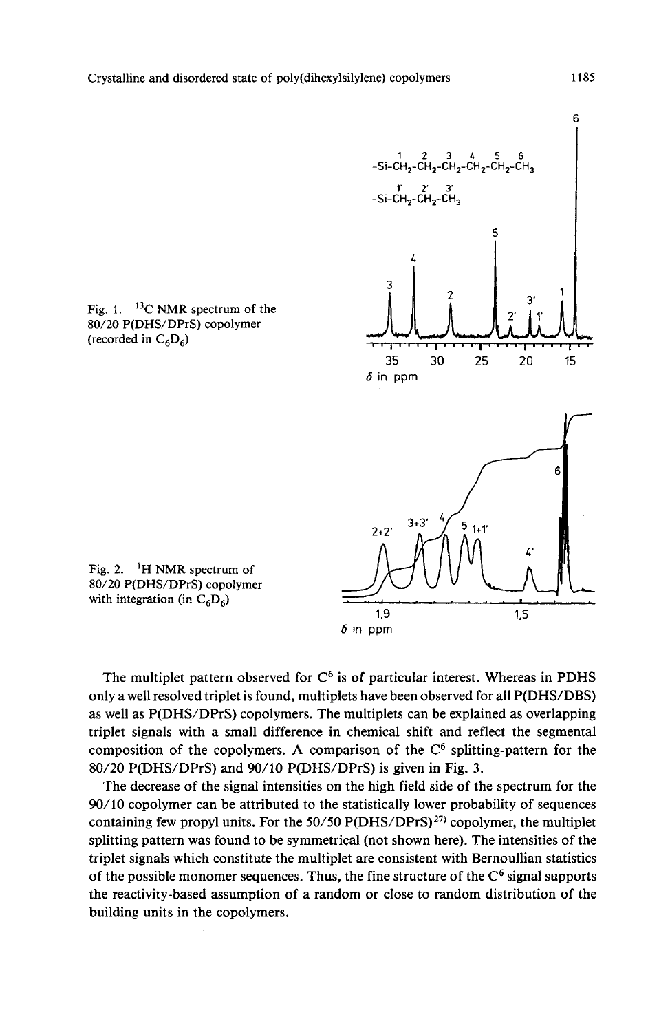Fig. 1. $^{13}C$ NMR spectrum of the 80/20 P(DHS/DPrS) copolymer (recorded in $C_6D_6$)

Fig. 2. $^{1}H$ NMR spectrum of 80/20 P(DHS/DPrS) copolymer with integration (in $C_6D_6$)

The multiplet pattern observed for $C^6$ is of particular interest. Whereas in PDHS only a well resolved triplet is found, multiplets have been observed for all P(DHS/DBS) as well as P(DHS/DPrS) copolymers. The multiplets can be explained as overlapping triplet signals with a small difference in chemical shift and reflect the segmental composition of the copolymers. A comparison of the $C^6$ splitting-pattern for the 80/20 P(DHS/DPrS) and 90/10 P(DHS/DPrS) is given in Fig. 3.

The decrease of the signal intensities on the high field side of the spectrum for the 90/10 copolymer can be attributed to the statistically lower probability of sequences containing few propyl units. For the 50/50 P(DHS/DPrS)[27] copolymer, the multiplet splitting pattern was found to be symmetrical (not shown here). The intensities of the triplet signals which constitute the multiplet are consistent with Bernoullian statistics of the possible monomer sequences. Thus, the fine structure of the $C^6$ signal supports the reactivity-based assumption of a random or close to random distribution of the building units in the copolymers.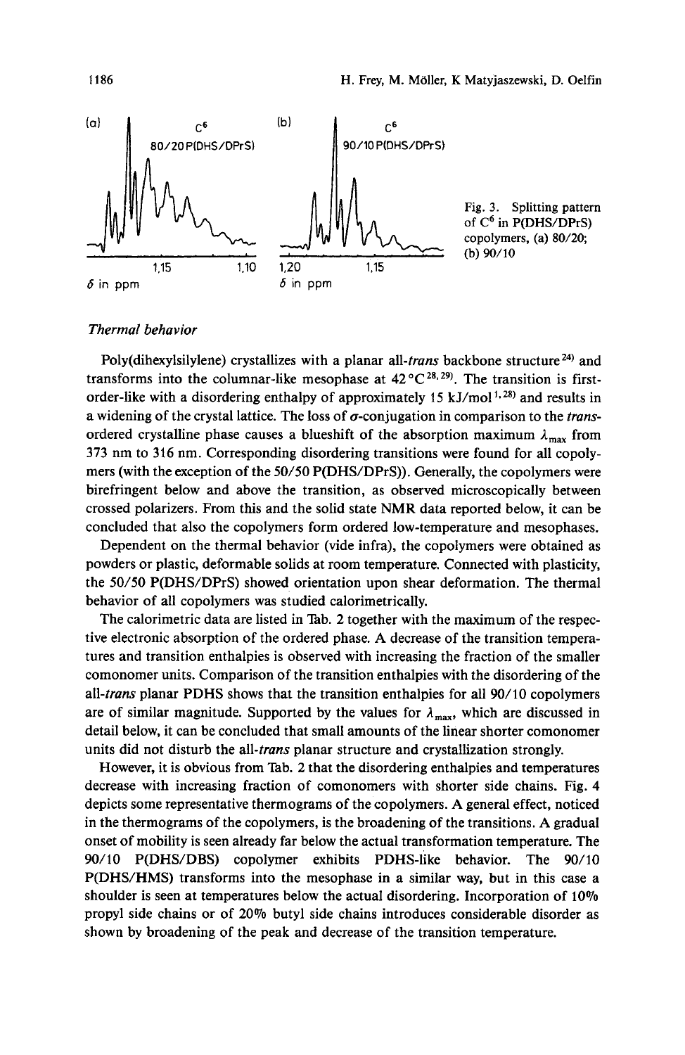Fig. 3. Splitting pattern of $C^6$ in P(DHS/DPrS) copolymers, (a) 80/20; (b) 90/10

### *Thermal behavior*

Poly(dihexylsilylene) crystallizes with a planar *all-trans* backbone structure[24] and transforms into the columnar-like mesophase at 42 °C[28,29]. The transition is first-order-like with a disordering enthalpy of approximately 15 kJ/mol[1,28] and results in a widening of the crystal lattice. The loss of $\sigma$-conjugation in comparison to the *trans*-ordered crystalline phase causes a blueshift of the absorption maximum $\lambda_{max}$ from 373 nm to 316 nm. Corresponding disordering transitions were found for all copolymers (with the exception of the 50/50 P(DHS/DPrS)). Generally, the copolymers were birefringent below and above the transition, as observed microscopically between crossed polarizers. From this and the solid state NMR data reported below, it can be concluded that also the copolymers form ordered low-temperature and mesophases.

Dependent on the thermal behavior (vide infra), the copolymers were obtained as powders or plastic, deformable solids at room temperature. Connected with plasticity, the 50/50 P(DHS/DPrS) showed orientation upon shear deformation. The thermal behavior of all copolymers was studied calorimetrically.

The calorimetric data are listed in Tab. 2 together with the maximum of the respective electronic absorption of the ordered phase. A decrease of the transition temperatures and transition enthalpies is observed with increasing the fraction of the smaller comonomer units. Comparison of the transition enthalpies with the disordering of the *all-trans* planar PDHS shows that the transition enthalpies for all 90/10 copolymers are of similar magnitude. Supported by the values for $\lambda_{max}$, which are discussed in detail below, it can be concluded that small amounts of the linear shorter comonomer units did not disturb the *all-trans* planar structure and crystallization strongly.

However, it is obvious from Tab. 2 that the disordering enthalpies and temperatures decrease with increasing fraction of comonomers with shorter side chains. Fig. 4 depicts some representative thermograms of the copolymers. A general effect, noticed in the thermograms of the copolymers, is the broadening of the transitions. A gradual onset of mobility is seen already far below the actual transformation temperature. The 90/10 P(DHS/DBS) copolymer exhibits PDHS-like behavior. The 90/10 P(DHS/HMS) transforms into the mesophase in a similar way, but in this case a shoulder is seen at temperatures below the actual disordering. Incorporation of 10% propyl side chains or of 20% butyl side chains introduces considerable disorder as shown by broadening of the peak and decrease of the transition temperature.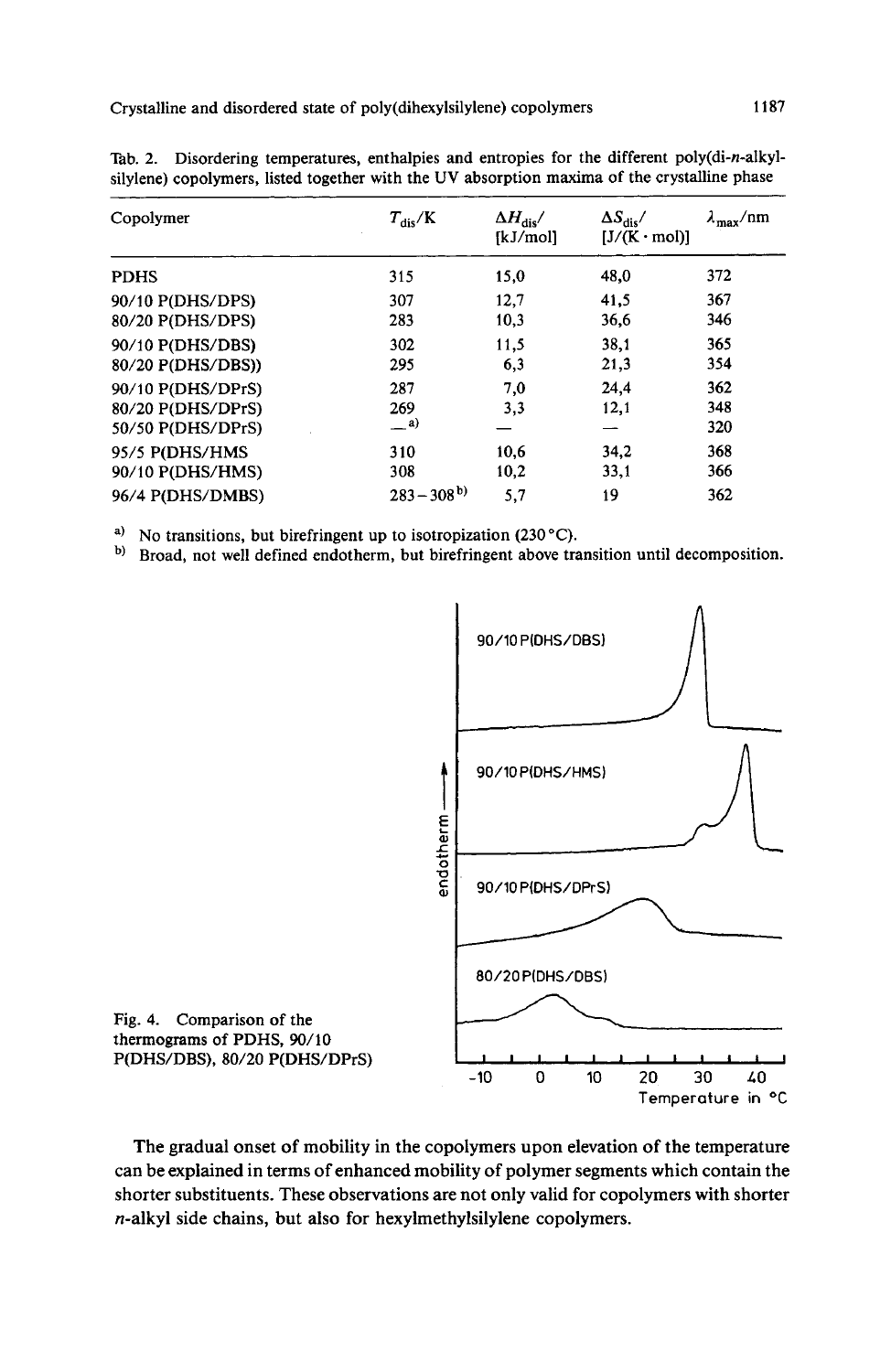Tab. 2. Disordering temperatures, enthalpies and entropies for the different poly(di-*n*-alkylsilylene) copolymers, listed together with the UV absorption maxima of the crystalline phase

| Copolymer | $T_{dis}$/K | $\Delta H_{dis}$/[kJ/mol] | $\Delta S_{dis}$/[J/(K · mol)] | $\lambda_{max}$/nm |
|---|---|---|---|---|
| PDHS | 315 | 15,0 | 48,0 | 372 |
| 90/10 P(DHS/DPS) | 307 | 12,7 | 41,5 | 367 |
| 80/20 P(DHS/DPS) | 283 | 10,3 | 36,6 | 346 |
| 90/10 P(DHS/DBS) | 302 | 11,5 | 38,1 | 365 |
| 80/20 P(DHS/DBS)) | 295 | 6,3 | 21,3 | 354 |
| 90/10 P(DHS/DPrS) | 287 | 7,0 | 24,4 | 362 |
| 80/20 P(DHS/DPrS) | 269 | 3,3 | 12,1 | 348 |
| 50/50 P(DHS/DPrS) | —[a] | — | — | 320 |
| 95/5 P(DHS/HMS | 310 | 10,6 | 34,2 | 368 |
| 90/10 P(DHS/HMS) | 308 | 10,2 | 33,1 | 366 |
| 96/4 P(DHS/DMBS) | 283 – 308[b] | 5,7 | 19 | 362 |

[a] No transitions, but birefringent up to isotropization (230 °C).

[b] Broad, not well defined endotherm, but birefringent above transition until decomposition.

Fig. 4. Comparison of the thermograms of PDHS, 90/10 P(DHS/DBS), 80/20 P(DHS/DPrS)

The gradual onset of mobility in the copolymers upon elevation of the temperature can be explained in terms of enhanced mobility of polymer segments which contain the shorter substituents. These observations are not only valid for copolymers with shorter *n*-alkyl side chains, but also for hexylmethylsilylene copolymers.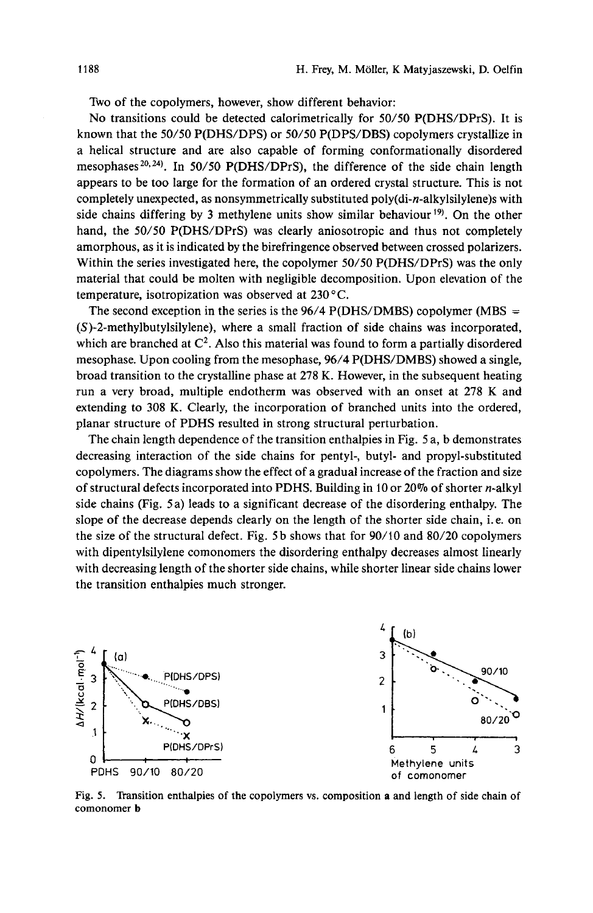Two of the copolymers, however, show different behavior:

No transitions could be detected calorimetrically for 50/50 P(DHS/DPrS). It is known that the 50/50 P(DHS/DPS) or 50/50 P(DPS/DBS) copolymers crystallize in a helical structure and are also capable of forming conformationally disordered mesophases[20,24]. In 50/50 P(DHS/DPrS), the difference of the side chain length appears to be too large for the formation of an ordered crystal structure. This is not completely unexpected, as nonsymmetrically substituted poly(di-*n*-alkylsilylene)s with side chains differing by 3 methylene units show similar behaviour[19]. On the other hand, the 50/50 P(DHS/DPrS) was clearly aniosotropic and thus not completely amorphous, as it is indicated by the birefringence observed between crossed polarizers. Within the series investigated here, the copolymer 50/50 P(DHS/DPrS) was the only material that could be molten with negligible decomposition. Upon elevation of the temperature, isotropization was observed at 230 °C.

The second exception in the series is the 96/4 P(DHS/DMBS) copolymer (MBS = (*S*)-2-methylbutylsilylene), where a small fraction of side chains was incorporated, which are branched at $C^2$. Also this material was found to form a partially disordered mesophase. Upon cooling from the mesophase, 96/4 P(DHS/DMBS) showed a single, broad transition to the crystalline phase at 278 K. However, in the subsequent heating run a very broad, multiple endotherm was observed with an onset at 278 K and extending to 308 K. Clearly, the incorporation of branched units into the ordered, planar structure of PDHS resulted in strong structural perturbation.

The chain length dependence of the transition enthalpies in Fig. 5 a, b demonstrates decreasing interaction of the side chains for pentyl-, butyl- and propyl-substituted copolymers. The diagrams show the effect of a gradual increase of the fraction and size of structural defects incorporated into PDHS. Building in 10 or 20% of shorter *n*-alkyl side chains (Fig. 5a) leads to a significant decrease of the disordering enthalpy. The slope of the decrease depends clearly on the length of the shorter side chain, i.e. on the size of the structural defect. Fig. 5b shows that for 90/10 and 80/20 copolymers with dipentylsilylene comonomers the disordering enthalpy decreases almost linearly with decreasing length of the shorter side chains, while shorter linear side chains lower the transition enthalpies much stronger.

Fig. 5. Transition enthalpies of the copolymers vs. composition **a** and length of side chain of comonomer **b**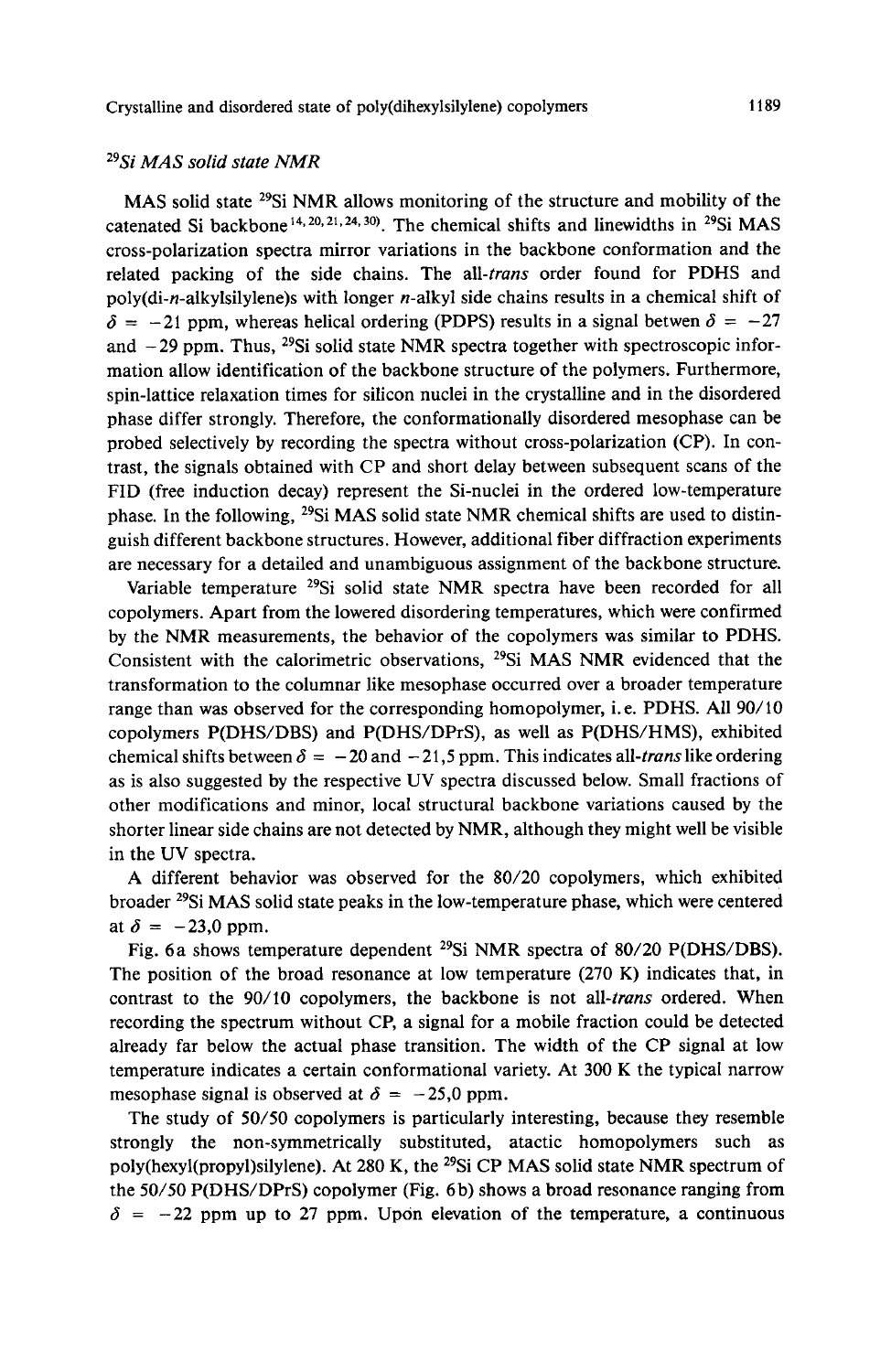## $^{29}$Si MAS solid state NMR

MAS solid state $^{29}$Si NMR allows monitoring of the structure and mobility of the catenated Si backbone[14,20,21,24,30]. The chemical shifts and linewidths in $^{29}$Si MAS cross-polarization spectra mirror variations in the backbone conformation and the related packing of the side chains. The *all-trans* order found for PDHS and poly(di-*n*-alkylsilylene)s with longer *n*-alkyl side chains results in a chemical shift of $\delta = -21$ ppm, whereas helical ordering (PDPS) results in a signal betwen $\delta = -27$ and $-29$ ppm. Thus, $^{29}$Si solid state NMR spectra together with spectroscopic information allow identification of the backbone structure of the polymers. Furthermore, spin-lattice relaxation times for silicon nuclei in the crystalline and in the disordered phase differ strongly. Therefore, the conformationally disordered mesophase can be probed selectively by recording the spectra without cross-polarization (CP). In contrast, the signals obtained with CP and short delay between subsequent scans of the FID (free induction decay) represent the Si-nuclei in the ordered low-temperature phase. In the following, $^{29}$Si MAS solid state NMR chemical shifts are used to distinguish different backbone structures. However, additional fiber diffraction experiments are necessary for a detailed and unambiguous assignment of the backbone structure.

Variable temperature $^{29}$Si solid state NMR spectra have been recorded for all copolymers. Apart from the lowered disordering temperatures, which were confirmed by the NMR measurements, the behavior of the copolymers was similar to PDHS. Consistent with the calorimetric observations, $^{29}$Si MAS NMR evidenced that the transformation to the columnar like mesophase occurred over a broader temperature range than was observed for the corresponding homopolymer, i.e. PDHS. All 90/10 copolymers P(DHS/DBS) and P(DHS/DPrS), as well as P(DHS/HMS), exhibited chemical shifts between $\delta = -20$ and $-21,5$ ppm. This indicates *all-trans* like ordering as is also suggested by the respective UV spectra discussed below. Small fractions of other modifications and minor, local structural backbone variations caused by the shorter linear side chains are not detected by NMR, although they might well be visible in the UV spectra.

A different behavior was observed for the 80/20 copolymers, which exhibited broader $^{29}$Si MAS solid state peaks in the low-temperature phase, which were centered at $\delta = -23,0$ ppm.

Fig. 6a shows temperature dependent $^{29}$Si NMR spectra of 80/20 P(DHS/DBS). The position of the broad resonance at low temperature (270 K) indicates that, in contrast to the 90/10 copolymers, the backbone is not *all-trans* ordered. When recording the spectrum without CP, a signal for a mobile fraction could be detected already far below the actual phase transition. The width of the CP signal at low temperature indicates a certain conformational variety. At 300 K the typical narrow mesophase signal is observed at $\delta = -25,0$ ppm.

The study of 50/50 copolymers is particularly interesting, because they resemble strongly the non-symmetrically substituted, atactic homopolymers such as poly(hexyl(propyl)silylene). At 280 K, the $^{29}$Si CP MAS solid state NMR spectrum of the 50/50 P(DHS/DPrS) copolymer (Fig. 6b) shows a broad resonance ranging from $\delta = -22$ ppm up to 27 ppm. Upon elevation of the temperature, a continuous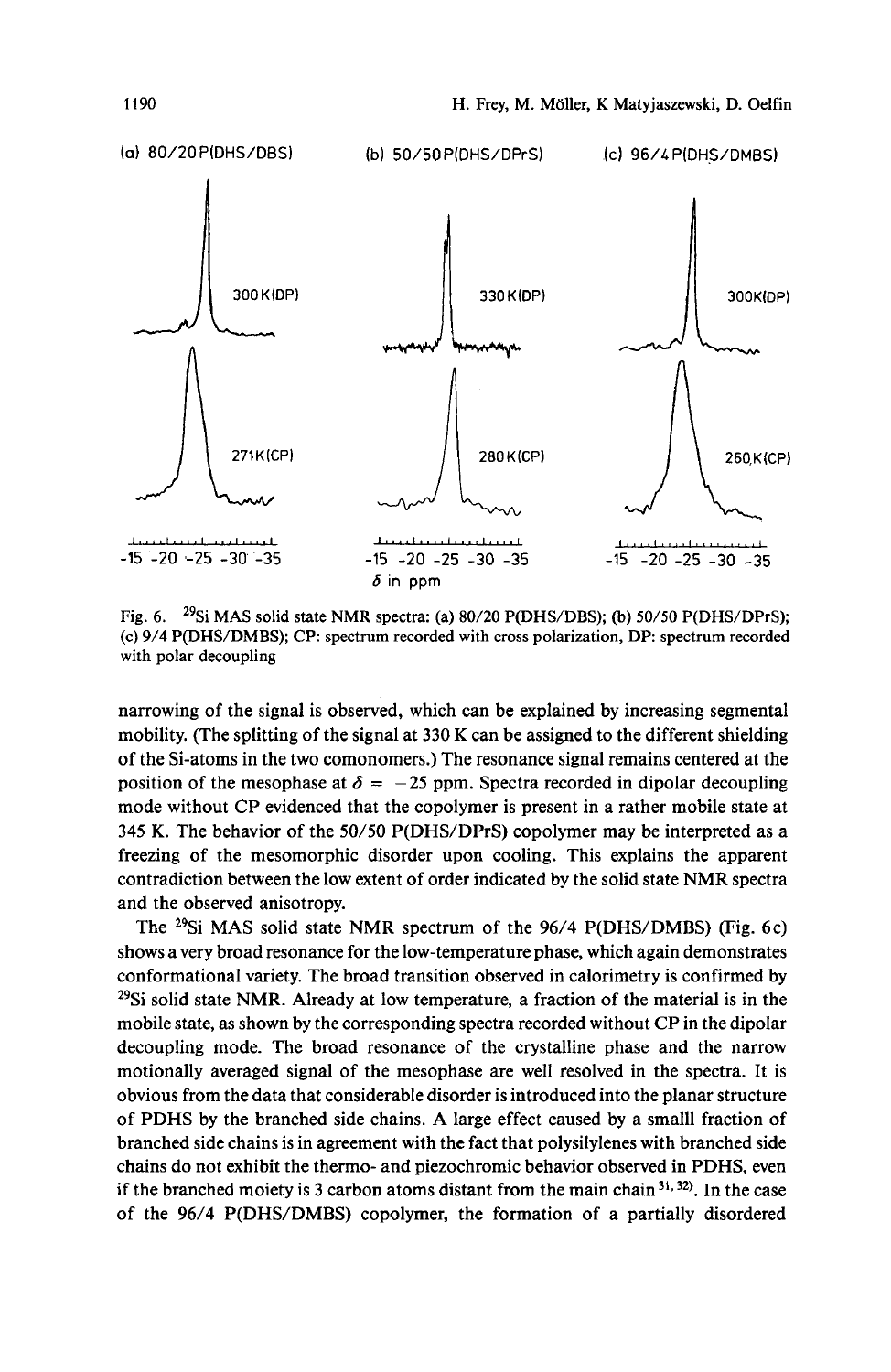(a) 80/20 P(DHS/DBS) (b) 50/50 P(DHS/DPrS) (c) 96/4 P(DHS/DMBS)

300 K (DP) 330 K (DP) 300 K (DP)

271 K (CP) 280 K (CP) 260 K (CP)

-15 -20 -25 -30 -35 -15 -20 -25 -30 -35 -15 -20 -25 -30 -35

$\delta$ in ppm

Fig. 6. $^{29}$Si MAS solid state NMR spectra: (a) 80/20 P(DHS/DBS); (b) 50/50 P(DHS/DPrS); (c) 9/4 P(DHS/DMBS); CP: spectrum recorded with cross polarization, DP: spectrum recorded with polar decoupling

narrowing of the signal is observed, which can be explained by increasing segmental mobility. (The splitting of the signal at 330 K can be assigned to the different shielding of the Si-atoms in the two comonomers.) The resonance signal remains centered at the position of the mesophase at $\delta = -25$ ppm. Spectra recorded in dipolar decoupling mode without CP evidenced that the copolymer is present in a rather mobile state at 345 K. The behavior of the 50/50 P(DHS/DPrS) copolymer may be interpreted as a freezing of the mesomorphic disorder upon cooling. This explains the apparent contradiction between the low extent of order indicated by the solid state NMR spectra and the observed anisotropy.

The $^{29}$Si MAS solid state NMR spectrum of the 96/4 P(DHS/DMBS) (Fig. 6c) shows a very broad resonance for the low-temperature phase, which again demonstrates conformational variety. The broad transition observed in calorimetry is confirmed by $^{29}$Si solid state NMR. Already at low temperature, a fraction of the material is in the mobile state, as shown by the corresponding spectra recorded without CP in the dipolar decoupling mode. The broad resonance of the crystalline phase and the narrow motionally averaged signal of the mesophase are well resolved in the spectra. It is obvious from the data that considerable disorder is introduced into the planar structure of PDHS by the branched side chains. A large effect caused by a smalll fraction of branched side chains is in agreement with the fact that polysilylenes with branched side chains do not exhibit the thermo- and piezochromic behavior observed in PDHS, even if the branched moiety is 3 carbon atoms distant from the main chain [31,32]. In the case of the 96/4 P(DHS/DMBS) copolymer, the formation of a partially disordered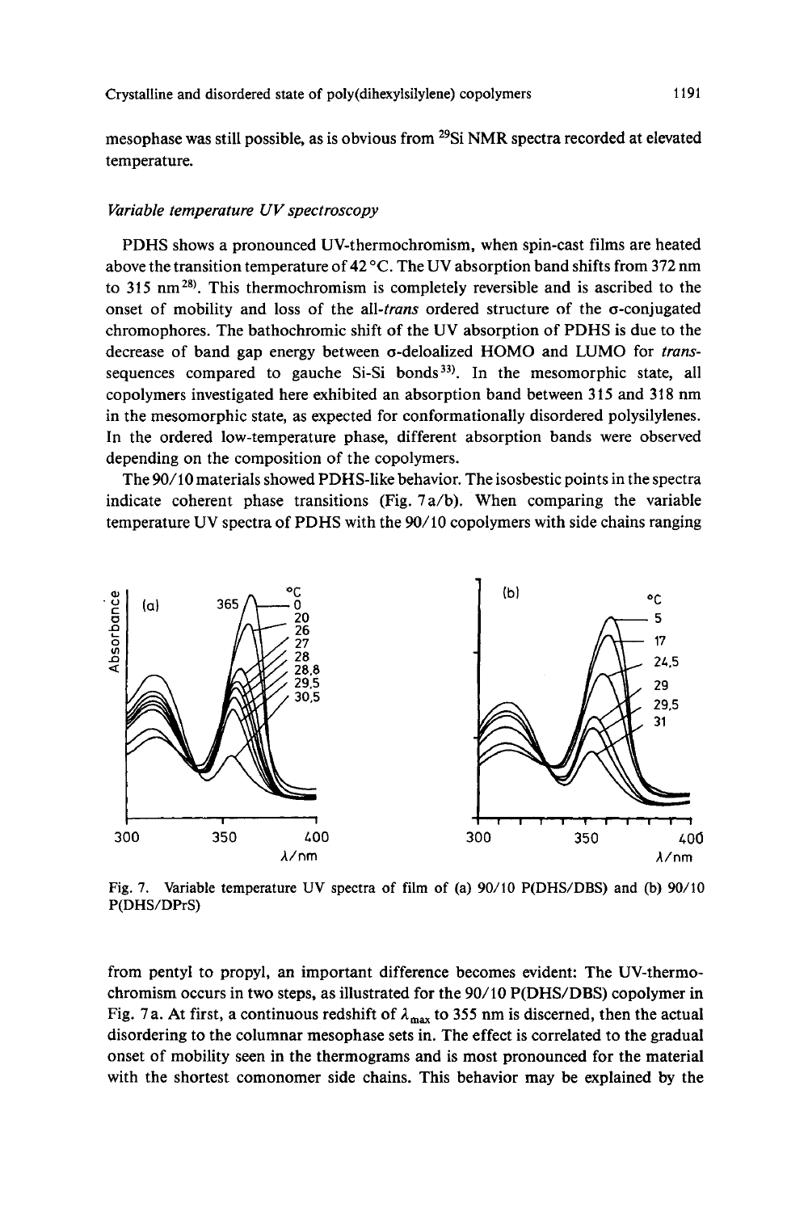mesophase was still possible, as is obvious from $^{29}Si$ NMR spectra recorded at elevated temperature.

### *Variable temperature UV spectroscopy*

PDHS shows a pronounced UV-thermochromism, when spin-cast films are heated above the transition temperature of 42 °C. The UV absorption band shifts from 372 nm to 315 nm[28]. This thermochromism is completely reversible and is ascribed to the onset of mobility and loss of the *all-trans* ordered structure of the σ-conjugated chromophores. The bathochromic shift of the UV absorption of PDHS is due to the decrease of band gap energy between σ-deloalized HOMO and LUMO for *trans*-sequences compared to gauche Si-Si bonds[33]. In the mesomorphic state, all copolymers investigated here exhibited an absorption band between 315 and 318 nm in the mesomorphic state, as expected for conformationally disordered polysilylenes. In the ordered low-temperature phase, different absorption bands were observed depending on the composition of the copolymers.

The 90/10 materials showed PDHS-like behavior. The isosbestic points in the spectra indicate coherent phase transitions (Fig. 7a/b). When comparing the variable temperature UV spectra of PDHS with the 90/10 copolymers with side chains ranging

Fig. 7. Variable temperature UV spectra of film of (a) 90/10 P(DHS/DBS) and (b) 90/10 P(DHS/DPrS)

from pentyl to propyl, an important difference becomes evident: The UV-thermochromism occurs in two steps, as illustrated for the 90/10 P(DHS/DBS) copolymer in Fig. 7a. At first, a continuous redshift of $\lambda_{max}$ to 355 nm is discerned, then the actual disordering to the columnar mesophase sets in. The effect is correlated to the gradual onset of mobility seen in the thermograms and is most pronounced for the material with the shortest comonomer side chains. This behavior may be explained by the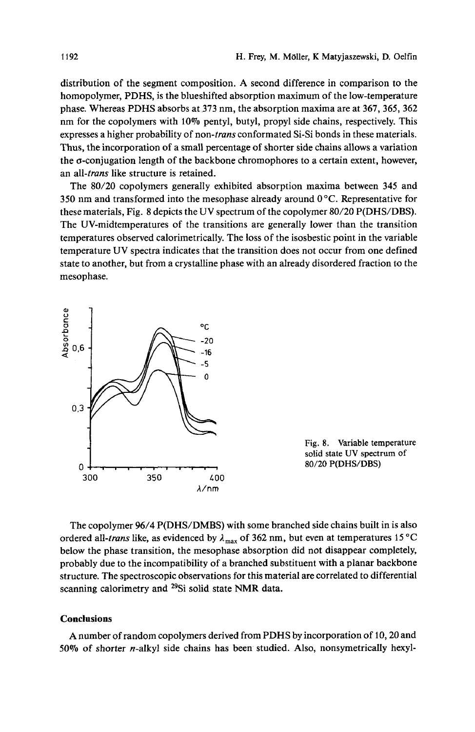distribution of the segment composition. A second difference in comparison to the homopolymer, PDHS, is the blueshifted absorption maximum of the low-temperature phase. Whereas PDHS absorbs at 373 nm, the absorption maxima are at 367, 365, 362 nm for the copolymers with 10% pentyl, butyl, propyl side chains, respectively. This expresses a higher probability of non-*trans* conformated Si-Si bonds in these materials. Thus, the incorporation of a small percentage of shorter side chains allows a variation the σ-conjugation length of the backbone chromophores to a certain extent, however, an all-*trans* like structure is retained.

The 80/20 copolymers generally exhibited absorption maxima between 345 and 350 nm and transformed into the mesophase already around 0 °C. Representative for these materials, Fig. 8 depicts the UV spectrum of the copolymer 80/20 P(DHS/DBS). The UV-midtemperatures of the transitions are generally lower than the transition temperatures observed calorimetrically. The loss of the isosbestic point in the variable temperature UV spectra indicates that the transition does not occur from one defined state to another, but from a crystalline phase with an already disordered fraction to the mesophase.

Fig. 8. Variable temperature solid state UV spectrum of 80/20 P(DHS/DBS)

The copolymer 96/4 P(DHS/DMBS) with some branched side chains built in is also ordered all-*trans* like, as evidenced by $\lambda_{max}$ of 362 nm, but even at temperatures 15 °C below the phase transition, the mesophase absorption did not disappear completely, probably due to the incompatibility of a branched substituent with a planar backbone structure. The spectroscopic observations for this material are correlated to differential scanning calorimetry and $^{29}$Si solid state NMR data.

## Conclusions

A number of random copolymers derived from PDHS by incorporation of 10, 20 and 50% of shorter *n*-alkyl side chains has been studied. Also, nonsymetrically hexyl-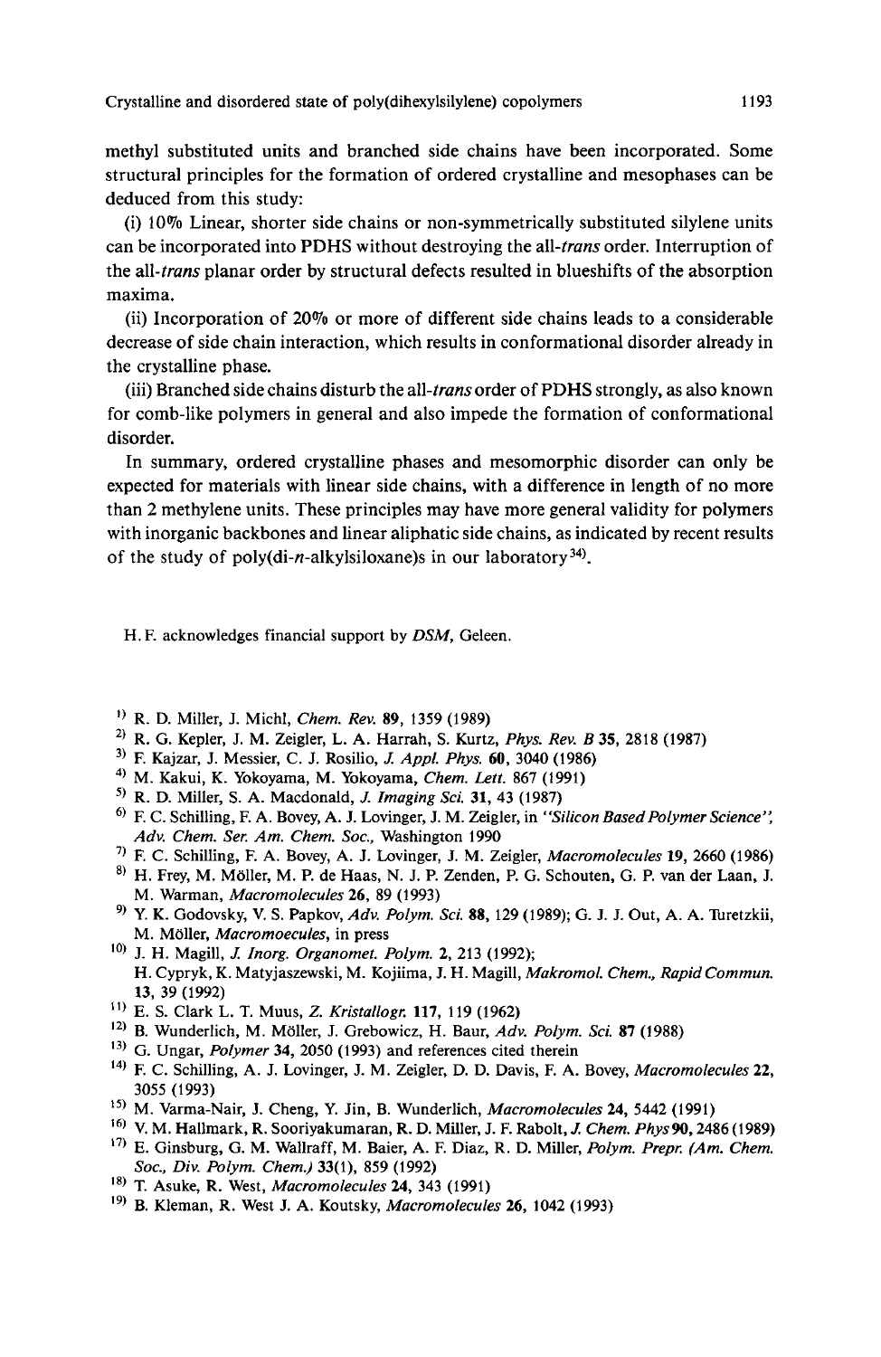methyl substituted units and branched side chains have been incorporated. Some structural principles for the formation of ordered crystalline and mesophases can be deduced from this study:

(i) 10% Linear, shorter side chains or non-symmetrically substituted silylene units can be incorporated into PDHS without destroying the *all-trans* order. Interruption of the *all-trans* planar order by structural defects resulted in blueshifts of the absorption maxima.

(ii) Incorporation of 20% or more of different side chains leads to a considerable decrease of side chain interaction, which results in conformational disorder already in the crystalline phase.

(iii) Branched side chains disturb the *all-trans* order of PDHS strongly, as also known for comb-like polymers in general and also impede the formation of conformational disorder.

In summary, ordered crystalline phases and mesomorphic disorder can only be expected for materials with linear side chains, with a difference in length of no more than 2 methylene units. These principles may have more general validity for polymers with inorganic backbones and linear aliphatic side chains, as indicated by recent results of the study of poly(di-*n*-alkylsiloxane)s in our laboratory[34].

H. F. acknowledges financial support by *DSM*, Geleen.

1) R. D. Miller, J. Michl, *Chem. Rev.* **89**, 1359 (1989)
2) R. G. Kepler, J. M. Zeigler, L. A. Harrah, S. Kurtz, *Phys. Rev. B* **35**, 2818 (1987)
3) F. Kajzar, J. Messier, C. J. Rosilio, *J. Appl. Phys.* **60**, 3040 (1986)
4) M. Kakui, K. Yokoyama, M. Yokoyama, *Chem. Lett.* 867 (1991)
5) R. D. Miller, S. A. Macdonald, *J. Imaging Sci.* **31**, 43 (1987)
6) F. C. Schilling, F. A. Bovey, A. J. Lovinger, J. M. Zeigler, in *"Silicon Based Polymer Science", Adv. Chem. Ser. Am. Chem. Soc.*, Washington 1990
7) F. C. Schilling, F. A. Bovey, A. J. Lovinger, J. M. Zeigler, *Macromolecules* **19**, 2660 (1986)
8) H. Frey, M. Möller, M. P. de Haas, N. J. P. Zenden, P. G. Schouten, G. P. van der Laan, J. M. Warman, *Macromolecules* **26**, 89 (1993)
9) Y. K. Godovsky, V. S. Papkov, *Adv. Polym. Sci.* **88**, 129 (1989); G. J. J. Out, A. A. Turetzkii, M. Möller, *Macromoecules*, in press
10) J. H. Magill, *J. Inorg. Organomet. Polym.* **2**, 213 (1992); H. Cypryk, K. Matyjaszewski, M. Kojiima, J. H. Magill, *Makromol. Chem., Rapid Commun.* **13**, 39 (1992)
11) E. S. Clark L. T. Muus, *Z. Kristallogr.* **117**, 119 (1962)
12) B. Wunderlich, M. Möller, J. Grebowicz, H. Baur, *Adv. Polym. Sci.* **87** (1988)
13) G. Ungar, *Polymer* **34**, 2050 (1993) and references cited therein
14) F. C. Schilling, A. J. Lovinger, J. M. Zeigler, D. D. Davis, F. A. Bovey, *Macromolecules* **22**, 3055 (1993)
15) M. Varma-Nair, J. Cheng, Y. Jin, B. Wunderlich, *Macromolecules* **24**, 5442 (1991)
16) V. M. Hallmark, R. Sooriyakumaran, R. D. Miller, J. F. Rabolt, *J. Chem. Phys* **90**, 2486 (1989)
17) E. Ginsburg, G. M. Wallraff, M. Baier, A. F. Diaz, R. D. Miller, *Polym. Prepr. (Am. Chem. Soc., Div. Polym. Chem.)* 33(1), 859 (1992)
18) T. Asuke, R. West, *Macromolecules* **24**, 343 (1991)
19) B. Kleman, R. West J. A. Koutsky, *Macromolecules* **26**, 1042 (1993)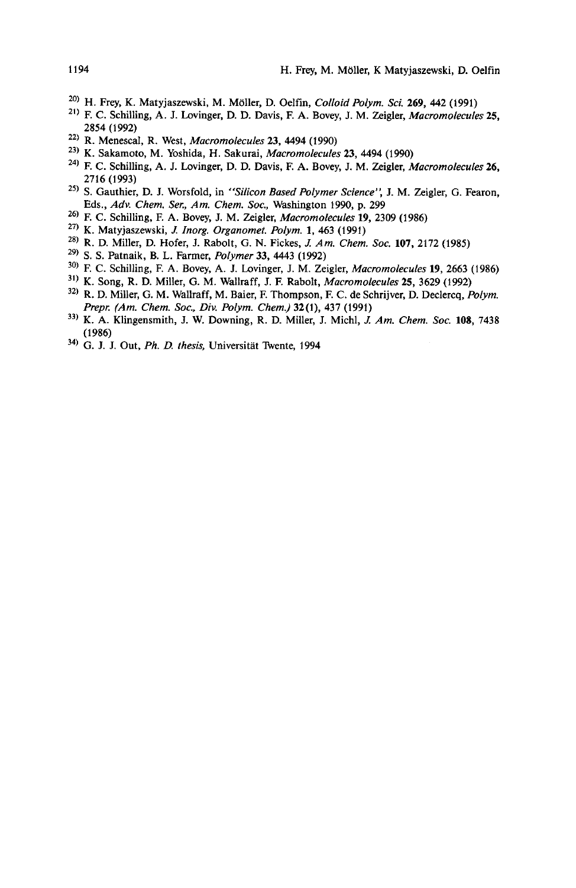[20] H. Frey, K. Matyjaszewski, M. Möller, D. Oelfin, *Colloid Polym. Sci.* **269**, 442 (1991)

[21] F. C. Schilling, A. J. Lovinger, D. D. Davis, F. A. Bovey, J. M. Zeigler, *Macromolecules* **25**, 2854 (1992)

[22] R. Menescal, R. West, *Macromolecules* **23**, 4494 (1990)

[23] K. Sakamoto, M. Yoshida, H. Sakurai, *Macromolecules* **23**, 4494 (1990)

[24] F. C. Schilling, A. J. Lovinger, D. D. Davis, F. A. Bovey, J. M. Zeigler, *Macromolecules* **26**, 2716 (1993)

[25] S. Gauthier, D. J. Worsfold, in *"Silicon Based Polymer Science"*, J. M. Zeigler, G. Fearon, Eds., *Adv. Chem. Ser., Am. Chem. Soc.,* Washington 1990, p. 299

[26] F. C. Schilling, F. A. Bovey, J. M. Zeigler, *Macromolecules* **19**, 2309 (1986)

[27] K. Matyjaszewski, *J. Inorg. Organomet. Polym.* **1**, 463 (1991)

[28] R. D. Miller, D. Hofer, J. Rabolt, G. N. Fickes, *J. Am. Chem. Soc.* **107**, 2172 (1985)

[29] S. S. Patnaik, B. L. Farmer, *Polymer* **33**, 4443 (1992)

[30] F. C. Schilling, F. A. Bovey, A. J. Lovinger, J. M. Zeigler, *Macromolecules* **19**, 2663 (1986)

[31] K. Song, R. D. Miller, G. M. Wallraff, J. F. Rabolt, *Macromolecules* **25**, 3629 (1992)

[32] R. D. Miller, G. M. Wallraff, M. Baier, F. Thompson, F. C. de Schrijver, D. Declercq, *Polym. Prepr. (Am. Chem. Soc., Div. Polym. Chem.)* **32**(1), 437 (1991)

[33] K. A. Klingensmith, J. W. Downing, R. D. Miller, J. Michl, *J. Am. Chem. Soc.* **108**, 7438 (1986)

[34] G. J. J. Out, *Ph. D. thesis,* Universität Twente, 1994